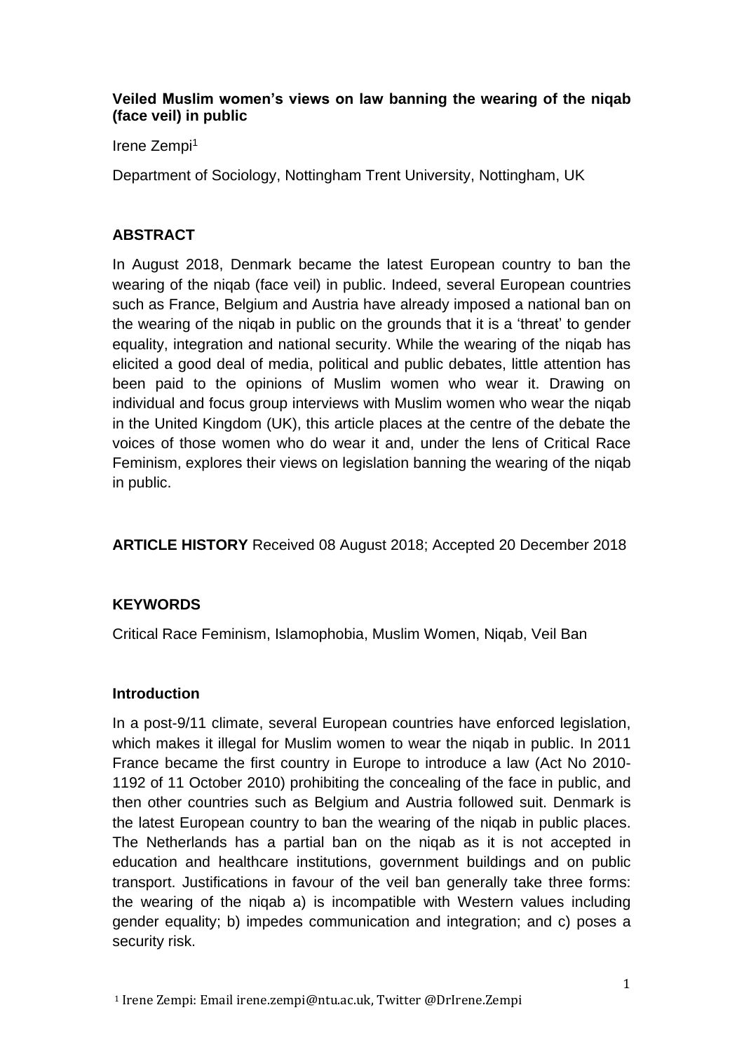**Veiled Muslim women's views on law banning the wearing of the niqab (face veil) in public**

Irene Zempi[1]

Department of Sociology, Nottingham Trent University, Nottingham, UK

## ABSTRACT

In August 2018, Denmark became the latest European country to ban the wearing of the niqab (face veil) in public. Indeed, several European countries such as France, Belgium and Austria have already imposed a national ban on the wearing of the niqab in public on the grounds that it is a 'threat' to gender equality, integration and national security. While the wearing of the niqab has elicited a good deal of media, political and public debates, little attention has been paid to the opinions of Muslim women who wear it. Drawing on individual and focus group interviews with Muslim women who wear the niqab in the United Kingdom (UK), this article places at the centre of the debate the voices of those women who do wear it and, under the lens of Critical Race Feminism, explores their views on legislation banning the wearing of the niqab in public.

**ARTICLE HISTORY** Received 08 August 2018; Accepted 20 December 2018

## KEYWORDS

Critical Race Feminism, Islamophobia, Muslim Women, Niqab, Veil Ban

## Introduction

In a post-9/11 climate, several European countries have enforced legislation, which makes it illegal for Muslim women to wear the niqab in public. In 2011 France became the first country in Europe to introduce a law (Act No 2010-1192 of 11 October 2010) prohibiting the concealing of the face in public, and then other countries such as Belgium and Austria followed suit. Denmark is the latest European country to ban the wearing of the niqab in public places. The Netherlands has a partial ban on the niqab as it is not accepted in education and healthcare institutions, government buildings and on public transport. Justifications in favour of the veil ban generally take three forms: the wearing of the niqab a) is incompatible with Western values including gender equality; b) impedes communication and integration; and c) poses a security risk.

[1] Irene Zempi: Email irene.zempi@ntu.ac.uk, Twitter @DrIrene.Zempi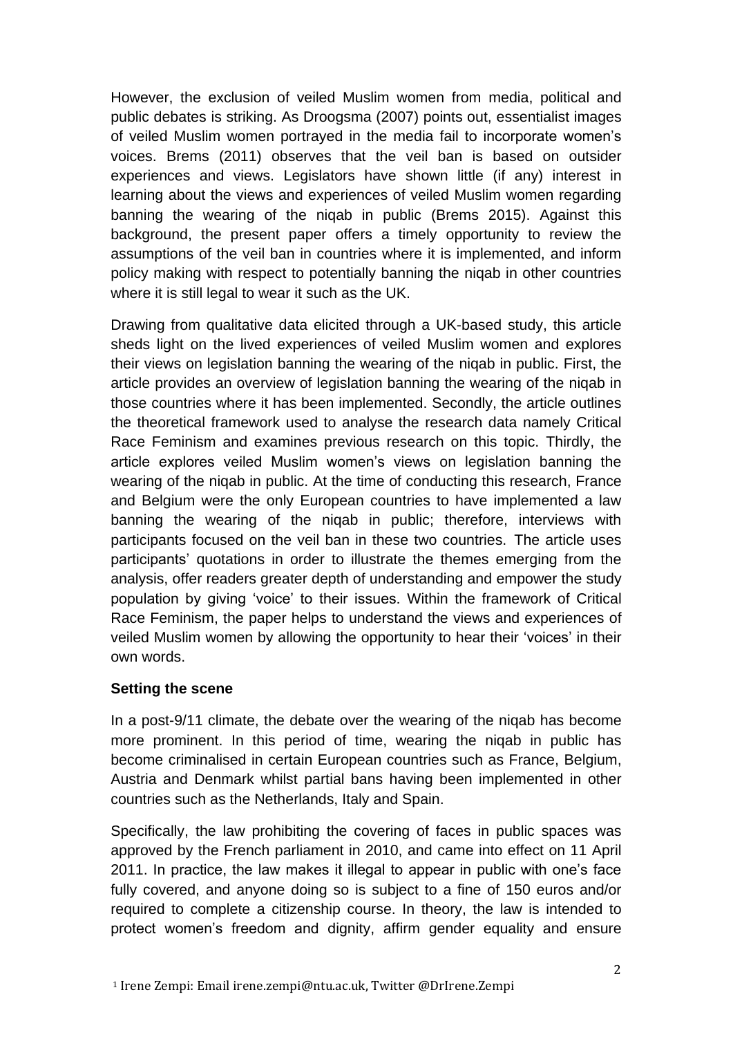However, the exclusion of veiled Muslim women from media, political and public debates is striking. As Droogsma (2007) points out, essentialist images of veiled Muslim women portrayed in the media fail to incorporate women's voices. Brems (2011) observes that the veil ban is based on outsider experiences and views. Legislators have shown little (if any) interest in learning about the views and experiences of veiled Muslim women regarding banning the wearing of the niqab in public (Brems 2015). Against this background, the present paper offers a timely opportunity to review the assumptions of the veil ban in countries where it is implemented, and inform policy making with respect to potentially banning the niqab in other countries where it is still legal to wear it such as the UK.

Drawing from qualitative data elicited through a UK-based study, this article sheds light on the lived experiences of veiled Muslim women and explores their views on legislation banning the wearing of the niqab in public. First, the article provides an overview of legislation banning the wearing of the niqab in those countries where it has been implemented. Secondly, the article outlines the theoretical framework used to analyse the research data namely Critical Race Feminism and examines previous research on this topic. Thirdly, the article explores veiled Muslim women's views on legislation banning the wearing of the niqab in public. At the time of conducting this research, France and Belgium were the only European countries to have implemented a law banning the wearing of the niqab in public; therefore, interviews with participants focused on the veil ban in these two countries. The article uses participants' quotations in order to illustrate the themes emerging from the analysis, offer readers greater depth of understanding and empower the study population by giving 'voice' to their issues. Within the framework of Critical Race Feminism, the paper helps to understand the views and experiences of veiled Muslim women by allowing the opportunity to hear their 'voices' in their own words.

**Setting the scene**

In a post-9/11 climate, the debate over the wearing of the niqab has become more prominent. In this period of time, wearing the niqab in public has become criminalised in certain European countries such as France, Belgium, Austria and Denmark whilst partial bans having been implemented in other countries such as the Netherlands, Italy and Spain.

Specifically, the law prohibiting the covering of faces in public spaces was approved by the French parliament in 2010, and came into effect on 11 April 2011. In practice, the law makes it illegal to appear in public with one's face fully covered, and anyone doing so is subject to a fine of 150 euros and/or required to complete a citizenship course. In theory, the law is intended to protect women's freedom and dignity, affirm gender equality and ensure

[1] Irene Zempi: Email irene.zempi@ntu.ac.uk, Twitter @DrIrene.Zempi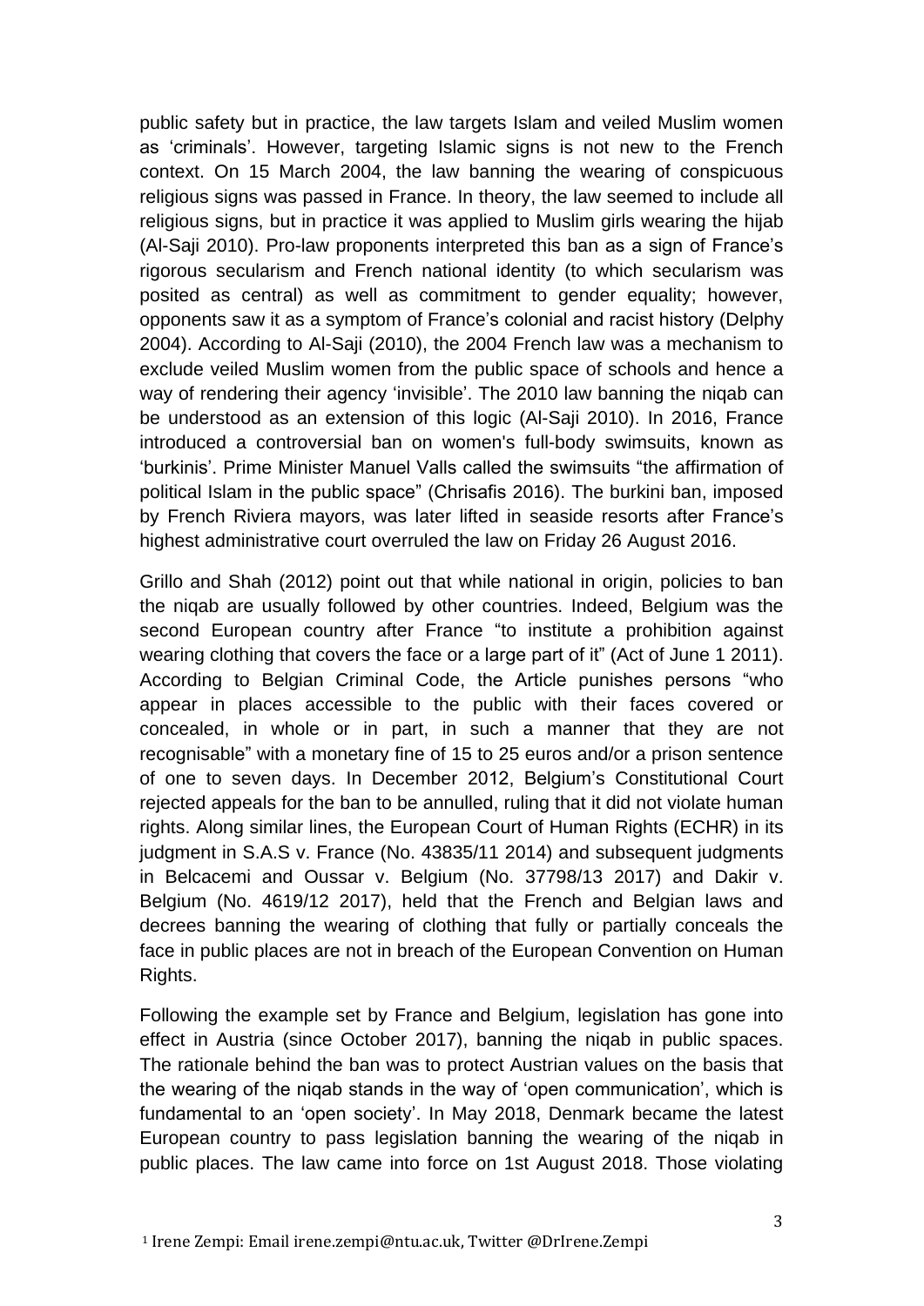public safety but in practice, the law targets Islam and veiled Muslim women as 'criminals'. However, targeting Islamic signs is not new to the French context. On 15 March 2004, the law banning the wearing of conspicuous religious signs was passed in France. In theory, the law seemed to include all religious signs, but in practice it was applied to Muslim girls wearing the hijab (Al-Saji 2010). Pro-law proponents interpreted this ban as a sign of France's rigorous secularism and French national identity (to which secularism was posited as central) as well as commitment to gender equality; however, opponents saw it as a symptom of France's colonial and racist history (Delphy 2004). According to Al-Saji (2010), the 2004 French law was a mechanism to exclude veiled Muslim women from the public space of schools and hence a way of rendering their agency 'invisible'. The 2010 law banning the niqab can be understood as an extension of this logic (Al-Saji 2010). In 2016, France introduced a controversial ban on women's full-body swimsuits, known as 'burkinis'. Prime Minister Manuel Valls called the swimsuits "the affirmation of political Islam in the public space" (Chrisafis 2016). The burkini ban, imposed by French Riviera mayors, was later lifted in seaside resorts after France's highest administrative court overruled the law on Friday 26 August 2016.

Grillo and Shah (2012) point out that while national in origin, policies to ban the niqab are usually followed by other countries. Indeed, Belgium was the second European country after France "to institute a prohibition against wearing clothing that covers the face or a large part of it" (Act of June 1 2011). According to Belgian Criminal Code, the Article punishes persons "who appear in places accessible to the public with their faces covered or concealed, in whole or in part, in such a manner that they are not recognisable" with a monetary fine of 15 to 25 euros and/or a prison sentence of one to seven days. In December 2012, Belgium's Constitutional Court rejected appeals for the ban to be annulled, ruling that it did not violate human rights. Along similar lines, the European Court of Human Rights (ECHR) in its judgment in S.A.S v. France (No. 43835/11 2014) and subsequent judgments in Belcacemi and Oussar v. Belgium (No. 37798/13 2017) and Dakir v. Belgium (No. 4619/12 2017), held that the French and Belgian laws and decrees banning the wearing of clothing that fully or partially conceals the face in public places are not in breach of the European Convention on Human Rights.

Following the example set by France and Belgium, legislation has gone into effect in Austria (since October 2017), banning the niqab in public spaces. The rationale behind the ban was to protect Austrian values on the basis that the wearing of the niqab stands in the way of 'open communication', which is fundamental to an 'open society'. In May 2018, Denmark became the latest European country to pass legislation banning the wearing of the niqab in public places. The law came into force on 1st August 2018. Those violating

[1] Irene Zempi: Email irene.zempi@ntu.ac.uk, Twitter @DrIrene.Zempi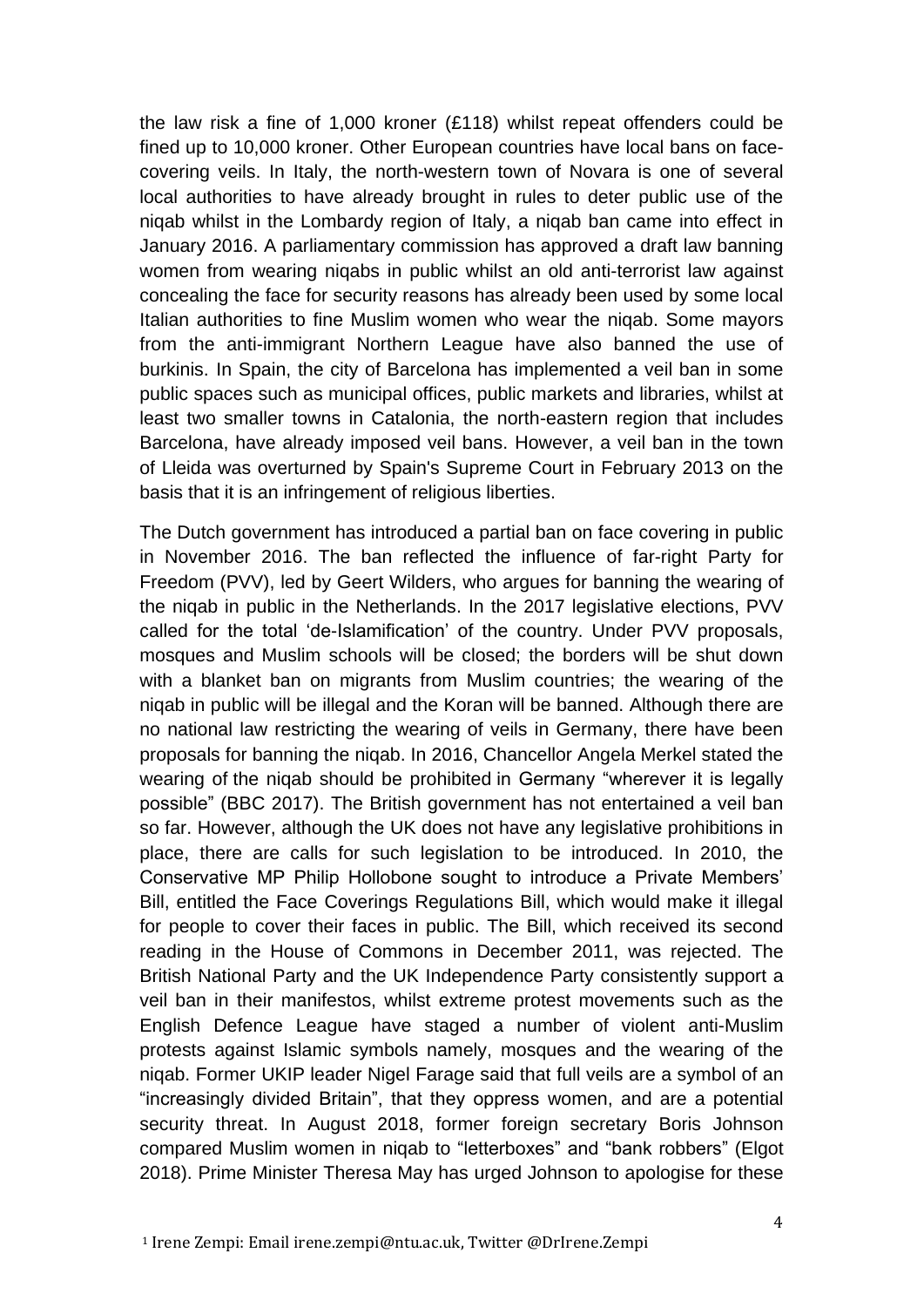the law risk a fine of 1,000 kroner (£118) whilst repeat offenders could be fined up to 10,000 kroner. Other European countries have local bans on face-covering veils. In Italy, the north-western town of Novara is one of several local authorities to have already brought in rules to deter public use of the niqab whilst in the Lombardy region of Italy, a niqab ban came into effect in January 2016. A parliamentary commission has approved a draft law banning women from wearing niqabs in public whilst an old anti-terrorist law against concealing the face for security reasons has already been used by some local Italian authorities to fine Muslim women who wear the niqab. Some mayors from the anti-immigrant Northern League have also banned the use of burkinis. In Spain, the city of Barcelona has implemented a veil ban in some public spaces such as municipal offices, public markets and libraries, whilst at least two smaller towns in Catalonia, the north-eastern region that includes Barcelona, have already imposed veil bans. However, a veil ban in the town of Lleida was overturned by Spain's Supreme Court in February 2013 on the basis that it is an infringement of religious liberties.

The Dutch government has introduced a partial ban on face covering in public in November 2016. The ban reflected the influence of far-right Party for Freedom (PVV), led by Geert Wilders, who argues for banning the wearing of the niqab in public in the Netherlands. In the 2017 legislative elections, PVV called for the total 'de-Islamification' of the country. Under PVV proposals, mosques and Muslim schools will be closed; the borders will be shut down with a blanket ban on migrants from Muslim countries; the wearing of the niqab in public will be illegal and the Koran will be banned. Although there are no national law restricting the wearing of veils in Germany, there have been proposals for banning the niqab. In 2016, Chancellor Angela Merkel stated the wearing of the niqab should be prohibited in Germany "wherever it is legally possible" (BBC 2017). The British government has not entertained a veil ban so far. However, although the UK does not have any legislative prohibitions in place, there are calls for such legislation to be introduced. In 2010, the Conservative MP Philip Hollobone sought to introduce a Private Members' Bill, entitled the Face Coverings Regulations Bill, which would make it illegal for people to cover their faces in public. The Bill, which received its second reading in the House of Commons in December 2011, was rejected. The British National Party and the UK Independence Party consistently support a veil ban in their manifestos, whilst extreme protest movements such as the English Defence League have staged a number of violent anti-Muslim protests against Islamic symbols namely, mosques and the wearing of the niqab. Former UKIP leader Nigel Farage said that full veils are a symbol of an "increasingly divided Britain", that they oppress women, and are a potential security threat. In August 2018, former foreign secretary Boris Johnson compared Muslim women in niqab to "letterboxes" and "bank robbers" (Elgot 2018). Prime Minister Theresa May has urged Johnson to apologise for these

[1] Irene Zempi: Email irene.zempi@ntu.ac.uk, Twitter @DrIrene.Zempi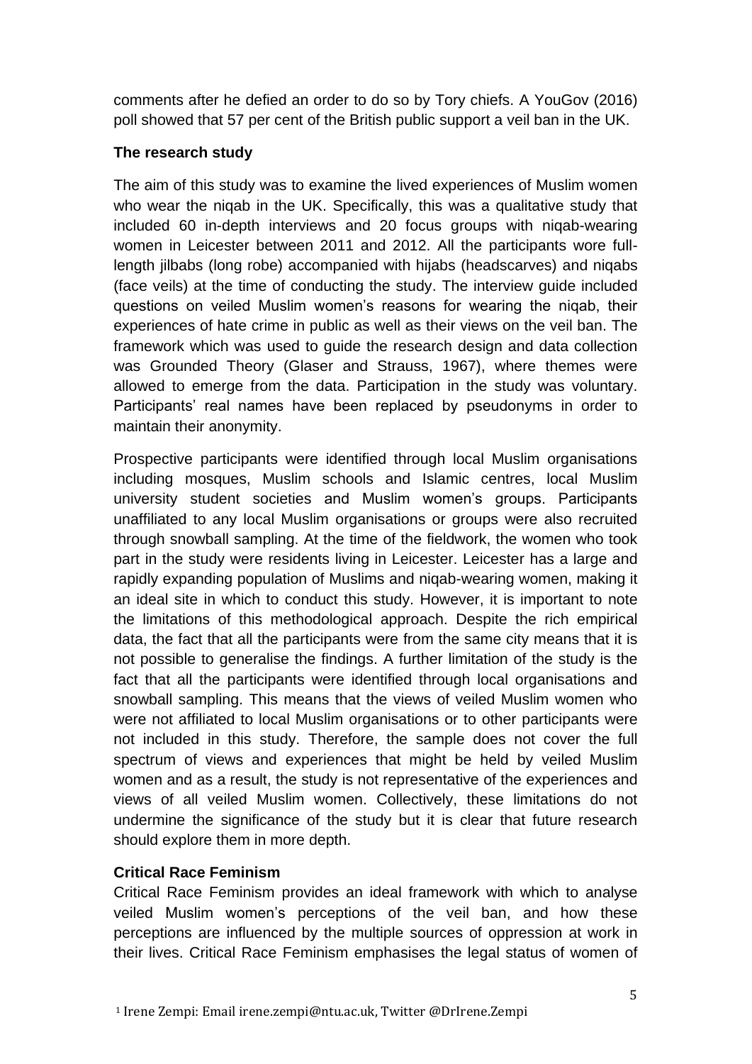comments after he defied an order to do so by Tory chiefs. A YouGov (2016) poll showed that 57 per cent of the British public support a veil ban in the UK.

### The research study

The aim of this study was to examine the lived experiences of Muslim women who wear the niqab in the UK. Specifically, this was a qualitative study that included 60 in-depth interviews and 20 focus groups with niqab-wearing women in Leicester between 2011 and 2012. All the participants wore full-length jilbabs (long robe) accompanied with hijabs (headscarves) and niqabs (face veils) at the time of conducting the study. The interview guide included questions on veiled Muslim women's reasons for wearing the niqab, their experiences of hate crime in public as well as their views on the veil ban. The framework which was used to guide the research design and data collection was Grounded Theory (Glaser and Strauss, 1967), where themes were allowed to emerge from the data. Participation in the study was voluntary. Participants' real names have been replaced by pseudonyms in order to maintain their anonymity.

Prospective participants were identified through local Muslim organisations including mosques, Muslim schools and Islamic centres, local Muslim university student societies and Muslim women's groups. Participants unaffiliated to any local Muslim organisations or groups were also recruited through snowball sampling. At the time of the fieldwork, the women who took part in the study were residents living in Leicester. Leicester has a large and rapidly expanding population of Muslims and niqab-wearing women, making it an ideal site in which to conduct this study. However, it is important to note the limitations of this methodological approach. Despite the rich empirical data, the fact that all the participants were from the same city means that it is not possible to generalise the findings. A further limitation of the study is the fact that all the participants were identified through local organisations and snowball sampling. This means that the views of veiled Muslim women who were not affiliated to local Muslim organisations or to other participants were not included in this study. Therefore, the sample does not cover the full spectrum of views and experiences that might be held by veiled Muslim women and as a result, the study is not representative of the experiences and views of all veiled Muslim women. Collectively, these limitations do not undermine the significance of the study but it is clear that future research should explore them in more depth.

### Critical Race Feminism

Critical Race Feminism provides an ideal framework with which to analyse veiled Muslim women's perceptions of the veil ban, and how these perceptions are influenced by the multiple sources of oppression at work in their lives. Critical Race Feminism emphasises the legal status of women of

[1] Irene Zempi: Email irene.zempi@ntu.ac.uk, Twitter @DrIrene.Zempi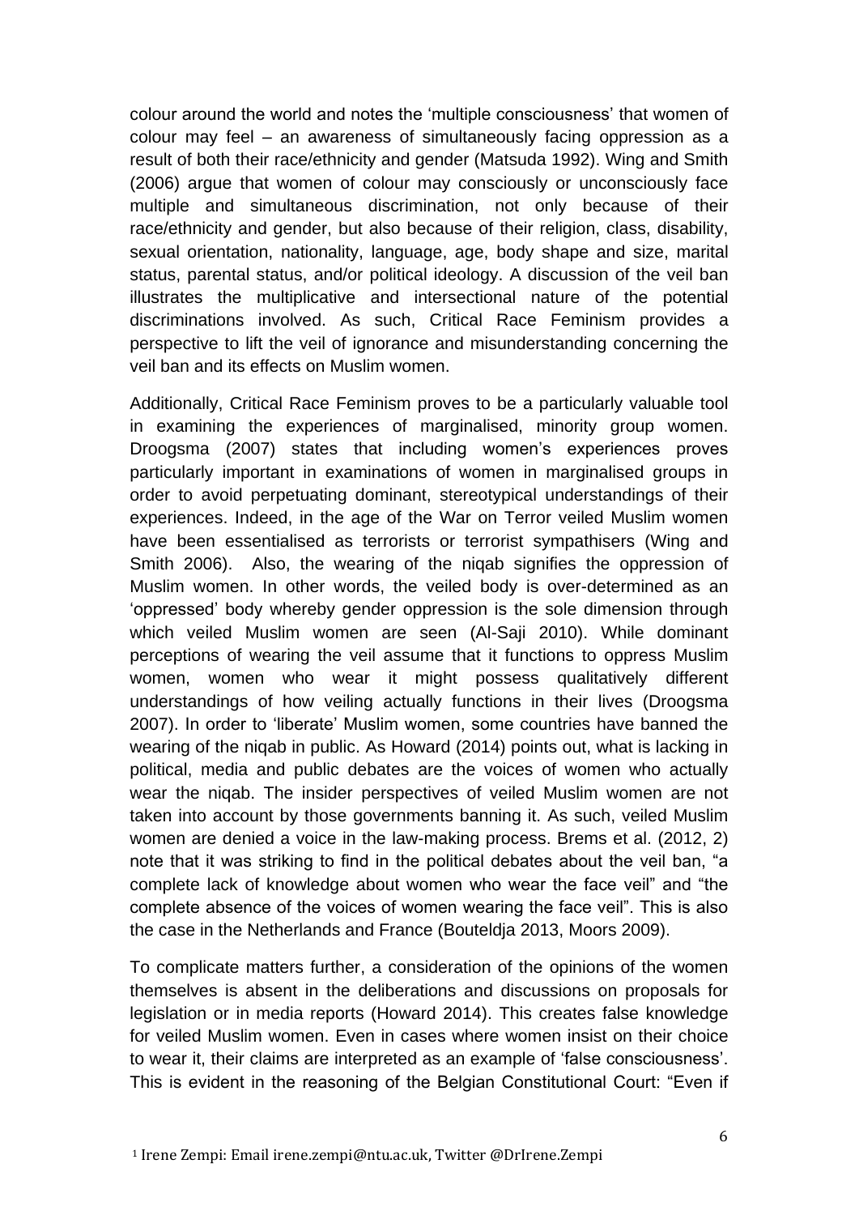colour around the world and notes the 'multiple consciousness' that women of colour may feel – an awareness of simultaneously facing oppression as a result of both their race/ethnicity and gender (Matsuda 1992). Wing and Smith (2006) argue that women of colour may consciously or unconsciously face multiple and simultaneous discrimination, not only because of their race/ethnicity and gender, but also because of their religion, class, disability, sexual orientation, nationality, language, age, body shape and size, marital status, parental status, and/or political ideology. A discussion of the veil ban illustrates the multiplicative and intersectional nature of the potential discriminations involved. As such, Critical Race Feminism provides a perspective to lift the veil of ignorance and misunderstanding concerning the veil ban and its effects on Muslim women.

Additionally, Critical Race Feminism proves to be a particularly valuable tool in examining the experiences of marginalised, minority group women. Droogsma (2007) states that including women's experiences proves particularly important in examinations of women in marginalised groups in order to avoid perpetuating dominant, stereotypical understandings of their experiences. Indeed, in the age of the War on Terror veiled Muslim women have been essentialised as terrorists or terrorist sympathisers (Wing and Smith 2006). Also, the wearing of the niqab signifies the oppression of Muslim women. In other words, the veiled body is over-determined as an 'oppressed' body whereby gender oppression is the sole dimension through which veiled Muslim women are seen (Al-Saji 2010). While dominant perceptions of wearing the veil assume that it functions to oppress Muslim women, women who wear it might possess qualitatively different understandings of how veiling actually functions in their lives (Droogsma 2007). In order to 'liberate' Muslim women, some countries have banned the wearing of the niqab in public. As Howard (2014) points out, what is lacking in political, media and public debates are the voices of women who actually wear the niqab. The insider perspectives of veiled Muslim women are not taken into account by those governments banning it. As such, veiled Muslim women are denied a voice in the law-making process. Brems et al. (2012, 2) note that it was striking to find in the political debates about the veil ban, "a complete lack of knowledge about women who wear the face veil" and "the complete absence of the voices of women wearing the face veil". This is also the case in the Netherlands and France (Bouteldja 2013, Moors 2009).

To complicate matters further, a consideration of the opinions of the women themselves is absent in the deliberations and discussions on proposals for legislation or in media reports (Howard 2014). This creates false knowledge for veiled Muslim women. Even in cases where women insist on their choice to wear it, their claims are interpreted as an example of 'false consciousness'. This is evident in the reasoning of the Belgian Constitutional Court: "Even if

[1] Irene Zempi: Email irene.zempi@ntu.ac.uk, Twitter @DrIrene.Zempi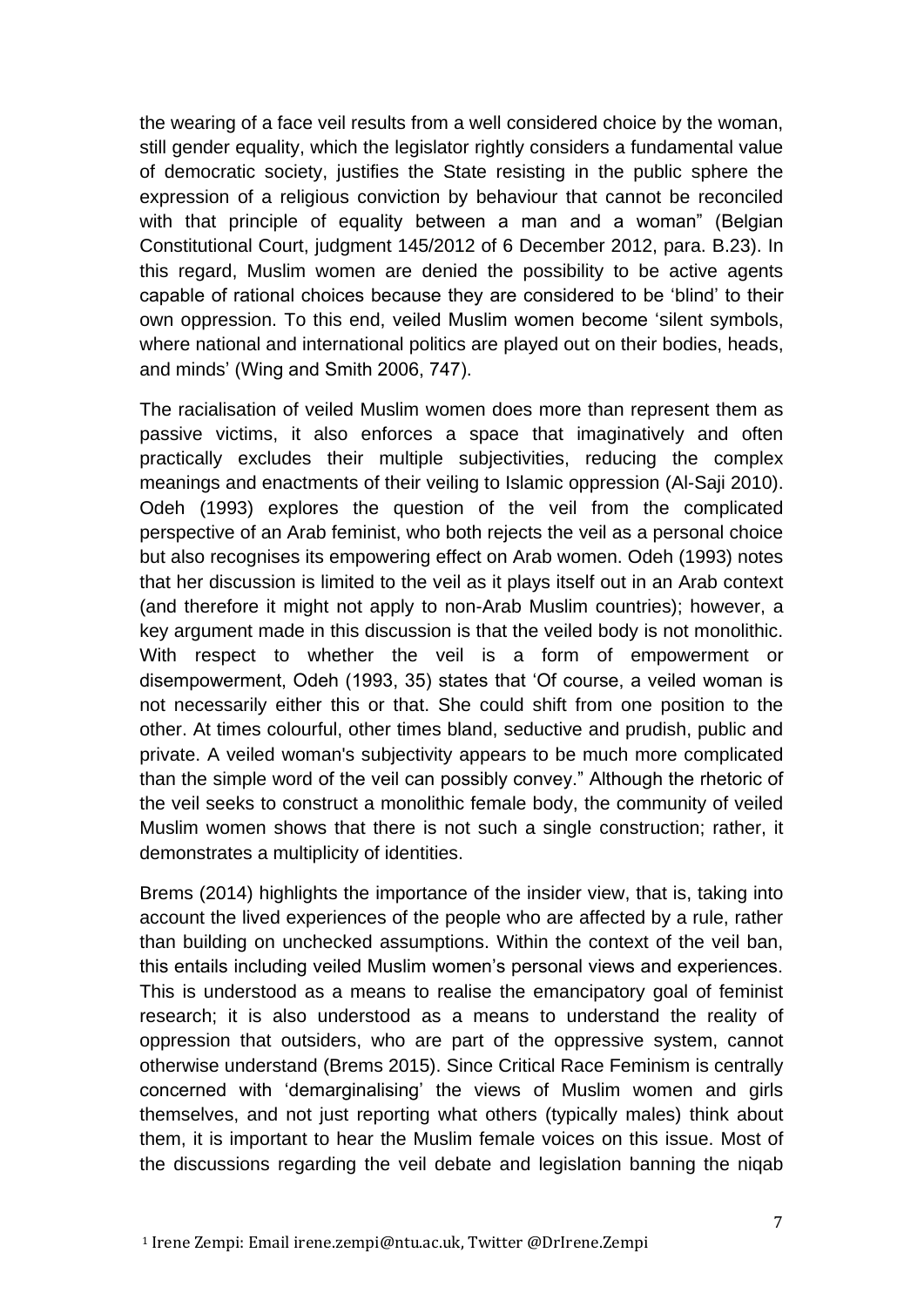the wearing of a face veil results from a well considered choice by the woman, still gender equality, which the legislator rightly considers a fundamental value of democratic society, justifies the State resisting in the public sphere the expression of a religious conviction by behaviour that cannot be reconciled with that principle of equality between a man and a woman" (Belgian Constitutional Court, judgment 145/2012 of 6 December 2012, para. B.23). In this regard, Muslim women are denied the possibility to be active agents capable of rational choices because they are considered to be 'blind' to their own oppression. To this end, veiled Muslim women become 'silent symbols, where national and international politics are played out on their bodies, heads, and minds' (Wing and Smith 2006, 747).

The racialisation of veiled Muslim women does more than represent them as passive victims, it also enforces a space that imaginatively and often practically excludes their multiple subjectivities, reducing the complex meanings and enactments of their veiling to Islamic oppression (Al-Saji 2010). Odeh (1993) explores the question of the veil from the complicated perspective of an Arab feminist, who both rejects the veil as a personal choice but also recognises its empowering effect on Arab women. Odeh (1993) notes that her discussion is limited to the veil as it plays itself out in an Arab context (and therefore it might not apply to non-Arab Muslim countries); however, a key argument made in this discussion is that the veiled body is not monolithic. With respect to whether the veil is a form of empowerment or disempowerment, Odeh (1993, 35) states that 'Of course, a veiled woman is not necessarily either this or that. She could shift from one position to the other. At times colourful, other times bland, seductive and prudish, public and private. A veiled woman's subjectivity appears to be much more complicated than the simple word of the veil can possibly convey." Although the rhetoric of the veil seeks to construct a monolithic female body, the community of veiled Muslim women shows that there is not such a single construction; rather, it demonstrates a multiplicity of identities.

Brems (2014) highlights the importance of the insider view, that is, taking into account the lived experiences of the people who are affected by a rule, rather than building on unchecked assumptions. Within the context of the veil ban, this entails including veiled Muslim women's personal views and experiences. This is understood as a means to realise the emancipatory goal of feminist research; it is also understood as a means to understand the reality of oppression that outsiders, who are part of the oppressive system, cannot otherwise understand (Brems 2015). Since Critical Race Feminism is centrally concerned with 'demarginalising' the views of Muslim women and girls themselves, and not just reporting what others (typically males) think about them, it is important to hear the Muslim female voices on this issue. Most of the discussions regarding the veil debate and legislation banning the niqab

[1] Irene Zempi: Email irene.zempi@ntu.ac.uk, Twitter @DrIrene.Zempi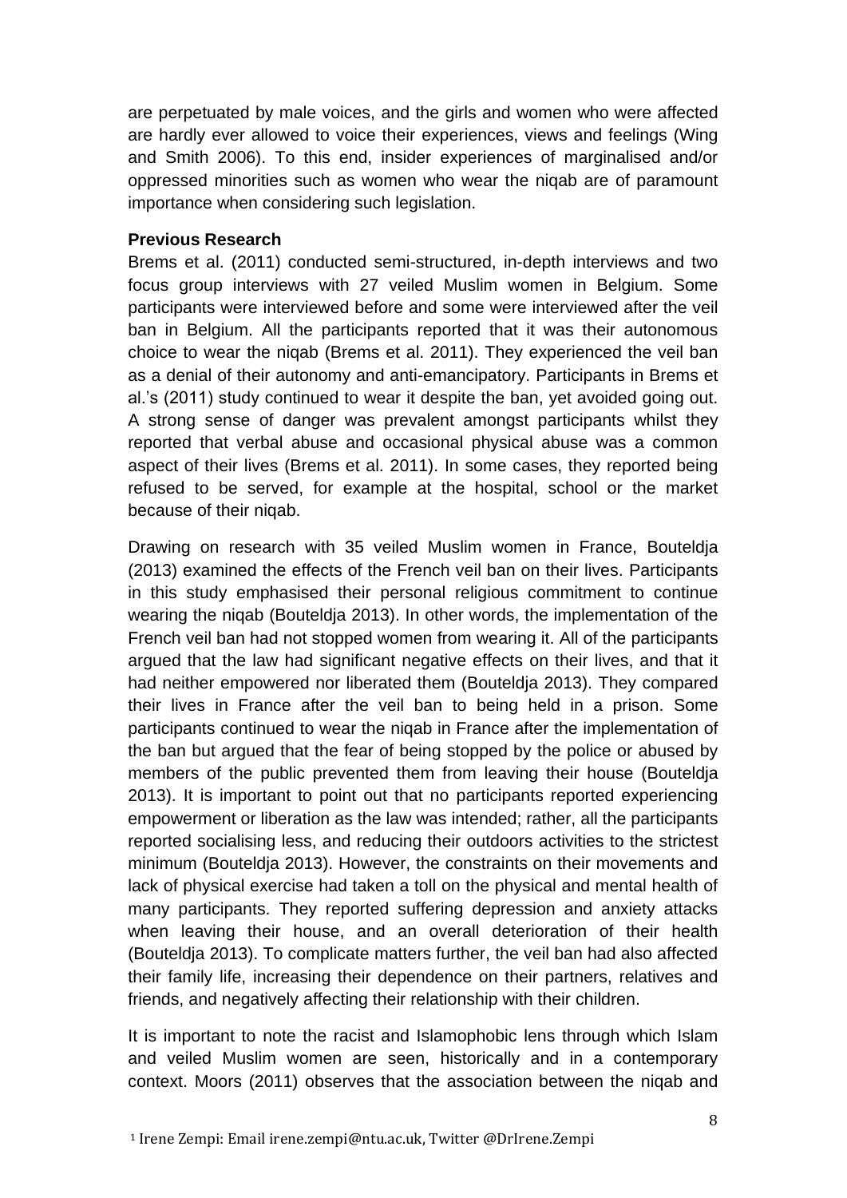are perpetuated by male voices, and the girls and women who were affected are hardly ever allowed to voice their experiences, views and feelings (Wing and Smith 2006). To this end, insider experiences of marginalised and/or oppressed minorities such as women who wear the niqab are of paramount importance when considering such legislation.

**Previous Research**

Brems et al. (2011) conducted semi-structured, in-depth interviews and two focus group interviews with 27 veiled Muslim women in Belgium. Some participants were interviewed before and some were interviewed after the veil ban in Belgium. All the participants reported that it was their autonomous choice to wear the niqab (Brems et al. 2011). They experienced the veil ban as a denial of their autonomy and anti-emancipatory. Participants in Brems et al.'s (2011) study continued to wear it despite the ban, yet avoided going out. A strong sense of danger was prevalent amongst participants whilst they reported that verbal abuse and occasional physical abuse was a common aspect of their lives (Brems et al. 2011). In some cases, they reported being refused to be served, for example at the hospital, school or the market because of their niqab.

Drawing on research with 35 veiled Muslim women in France, Bouteldja (2013) examined the effects of the French veil ban on their lives. Participants in this study emphasised their personal religious commitment to continue wearing the niqab (Bouteldja 2013). In other words, the implementation of the French veil ban had not stopped women from wearing it. All of the participants argued that the law had significant negative effects on their lives, and that it had neither empowered nor liberated them (Bouteldja 2013). They compared their lives in France after the veil ban to being held in a prison. Some participants continued to wear the niqab in France after the implementation of the ban but argued that the fear of being stopped by the police or abused by members of the public prevented them from leaving their house (Bouteldja 2013). It is important to point out that no participants reported experiencing empowerment or liberation as the law was intended; rather, all the participants reported socialising less, and reducing their outdoors activities to the strictest minimum (Bouteldja 2013). However, the constraints on their movements and lack of physical exercise had taken a toll on the physical and mental health of many participants. They reported suffering depression and anxiety attacks when leaving their house, and an overall deterioration of their health (Bouteldja 2013). To complicate matters further, the veil ban had also affected their family life, increasing their dependence on their partners, relatives and friends, and negatively affecting their relationship with their children.

It is important to note the racist and Islamophobic lens through which Islam and veiled Muslim women are seen, historically and in a contemporary context. Moors (2011) observes that the association between the niqab and

[1] Irene Zempi: Email irene.zempi@ntu.ac.uk, Twitter @DrIrene.Zempi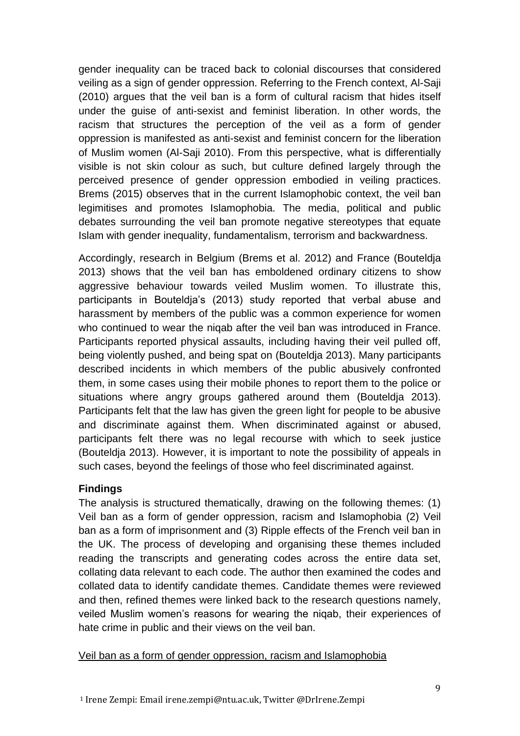gender inequality can be traced back to colonial discourses that considered veiling as a sign of gender oppression. Referring to the French context, Al-Saji (2010) argues that the veil ban is a form of cultural racism that hides itself under the guise of anti-sexist and feminist liberation. In other words, the racism that structures the perception of the veil as a form of gender oppression is manifested as anti-sexist and feminist concern for the liberation of Muslim women (Al-Saji 2010). From this perspective, what is differentially visible is not skin colour as such, but culture defined largely through the perceived presence of gender oppression embodied in veiling practices. Brems (2015) observes that in the current Islamophobic context, the veil ban legitimises and promotes Islamophobia. The media, political and public debates surrounding the veil ban promote negative stereotypes that equate Islam with gender inequality, fundamentalism, terrorism and backwardness.

Accordingly, research in Belgium (Brems et al. 2012) and France (Bouteldja 2013) shows that the veil ban has emboldened ordinary citizens to show aggressive behaviour towards veiled Muslim women. To illustrate this, participants in Bouteldja's (2013) study reported that verbal abuse and harassment by members of the public was a common experience for women who continued to wear the niqab after the veil ban was introduced in France. Participants reported physical assaults, including having their veil pulled off, being violently pushed, and being spat on (Bouteldja 2013). Many participants described incidents in which members of the public abusively confronted them, in some cases using their mobile phones to report them to the police or situations where angry groups gathered around them (Bouteldja 2013). Participants felt that the law has given the green light for people to be abusive and discriminate against them. When discriminated against or abused, participants felt there was no legal recourse with which to seek justice (Bouteldja 2013). However, it is important to note the possibility of appeals in such cases, beyond the feelings of those who feel discriminated against.

## Findings

The analysis is structured thematically, drawing on the following themes: (1) Veil ban as a form of gender oppression, racism and Islamophobia (2) Veil ban as a form of imprisonment and (3) Ripple effects of the French veil ban in the UK. The process of developing and organising these themes included reading the transcripts and generating codes across the entire data set, collating data relevant to each code. The author then examined the codes and collated data to identify candidate themes. Candidate themes were reviewed and then, refined themes were linked back to the research questions namely, veiled Muslim women's reasons for wearing the niqab, their experiences of hate crime in public and their views on the veil ban.

### Veil ban as a form of gender oppression, racism and Islamophobia

[1] Irene Zempi: Email irene.zempi@ntu.ac.uk, Twitter @DrIrene.Zempi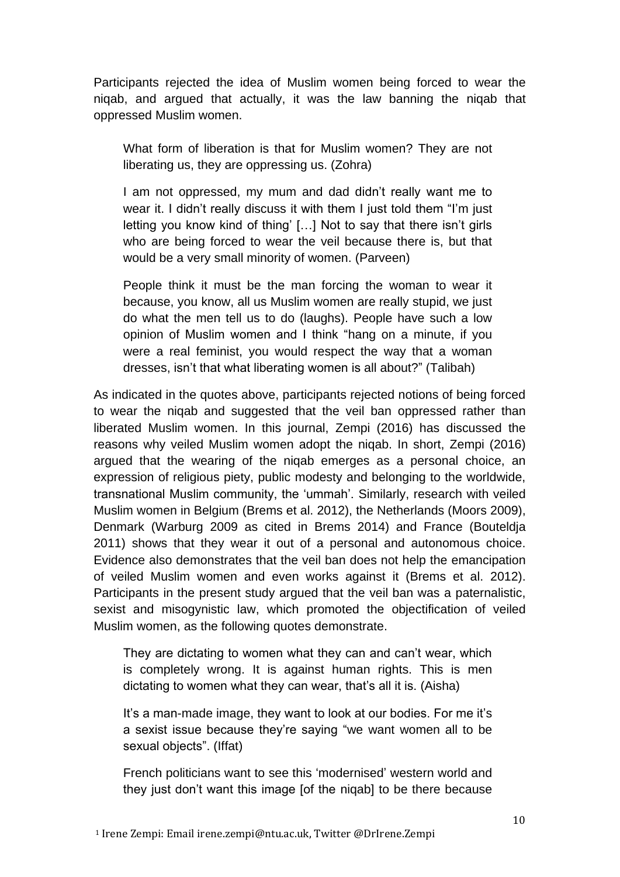Participants rejected the idea of Muslim women being forced to wear the niqab, and argued that actually, it was the law banning the niqab that oppressed Muslim women.

> What form of liberation is that for Muslim women? They are not liberating us, they are oppressing us. (Zohra)

> I am not oppressed, my mum and dad didn't really want me to wear it. I didn't really discuss it with them I just told them "I'm just letting you know kind of thing' […] Not to say that there isn't girls who are being forced to wear the veil because there is, but that would be a very small minority of women. (Parveen)

> People think it must be the man forcing the woman to wear it because, you know, all us Muslim women are really stupid, we just do what the men tell us to do (laughs). People have such a low opinion of Muslim women and I think "hang on a minute, if you were a real feminist, you would respect the way that a woman dresses, isn't that what liberating women is all about?" (Talibah)

As indicated in the quotes above, participants rejected notions of being forced to wear the niqab and suggested that the veil ban oppressed rather than liberated Muslim women. In this journal, Zempi (2016) has discussed the reasons why veiled Muslim women adopt the niqab. In short, Zempi (2016) argued that the wearing of the niqab emerges as a personal choice, an expression of religious piety, public modesty and belonging to the worldwide, transnational Muslim community, the 'ummah'. Similarly, research with veiled Muslim women in Belgium (Brems et al. 2012), the Netherlands (Moors 2009), Denmark (Warburg 2009 as cited in Brems 2014) and France (Bouteldja 2011) shows that they wear it out of a personal and autonomous choice. Evidence also demonstrates that the veil ban does not help the emancipation of veiled Muslim women and even works against it (Brems et al. 2012). Participants in the present study argued that the veil ban was a paternalistic, sexist and misogynistic law, which promoted the objectification of veiled Muslim women, as the following quotes demonstrate.

> They are dictating to women what they can and can't wear, which is completely wrong. It is against human rights. This is men dictating to women what they can wear, that's all it is. (Aisha)

> It's a man-made image, they want to look at our bodies. For me it's a sexist issue because they're saying "we want women all to be sexual objects". (Iffat)

> French politicians want to see this 'modernised' western world and they just don't want this image [of the niqab] to be there because

[1] Irene Zempi: Email irene.zempi@ntu.ac.uk, Twitter @DrIrene.Zempi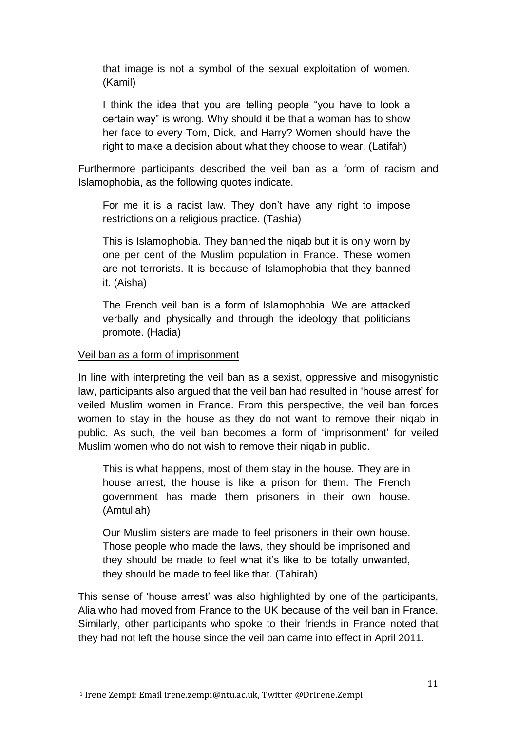that image is not a symbol of the sexual exploitation of women. (Kamil)

> I think the idea that you are telling people "you have to look a certain way" is wrong. Why should it be that a woman has to show her face to every Tom, Dick, and Harry? Women should have the right to make a decision about what they choose to wear. (Latifah)

Furthermore participants described the veil ban as a form of racism and Islamophobia, as the following quotes indicate.

> For me it is a racist law. They don't have any right to impose restrictions on a religious practice. (Tashia)

> This is Islamophobia. They banned the niqab but it is only worn by one per cent of the Muslim population in France. These women are not terrorists. It is because of Islamophobia that they banned it. (Aisha)

> The French veil ban is a form of Islamophobia. We are attacked verbally and physically and through the ideology that politicians promote. (Hadia)

<u>Veil ban as a form of imprisonment</u>

In line with interpreting the veil ban as a sexist, oppressive and misogynistic law, participants also argued that the veil ban had resulted in 'house arrest' for veiled Muslim women in France. From this perspective, the veil ban forces women to stay in the house as they do not want to remove their niqab in public. As such, the veil ban becomes a form of 'imprisonment' for veiled Muslim women who do not wish to remove their niqab in public.

> This is what happens, most of them stay in the house. They are in house arrest, the house is like a prison for them. The French government has made them prisoners in their own house. (Amtullah)

> Our Muslim sisters are made to feel prisoners in their own house. Those people who made the laws, they should be imprisoned and they should be made to feel what it's like to be totally unwanted, they should be made to feel like that. (Tahirah)

This sense of 'house arrest' was also highlighted by one of the participants, Alia who had moved from France to the UK because of the veil ban in France. Similarly, other participants who spoke to their friends in France noted that they had not left the house since the veil ban came into effect in April 2011.

[1] Irene Zempi: Email irene.zempi@ntu.ac.uk, Twitter @DrIrene.Zempi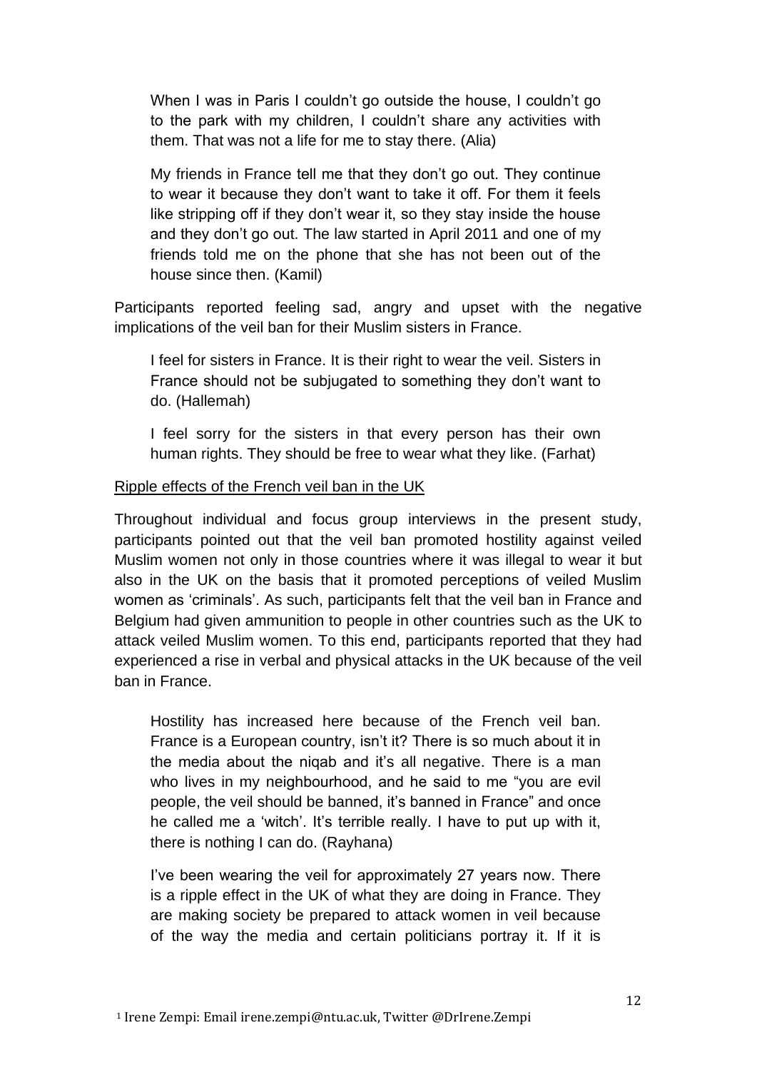> When I was in Paris I couldn't go outside the house, I couldn't go to the park with my children, I couldn't share any activities with them. That was not a life for me to stay there. (Alia)

> My friends in France tell me that they don't go out. They continue to wear it because they don't want to take it off. For them it feels like stripping off if they don't wear it, so they stay inside the house and they don't go out. The law started in April 2011 and one of my friends told me on the phone that she has not been out of the house since then. (Kamil)

Participants reported feeling sad, angry and upset with the negative implications of the veil ban for their Muslim sisters in France.

> I feel for sisters in France. It is their right to wear the veil. Sisters in France should not be subjugated to something they don't want to do. (Hallemah)

> I feel sorry for the sisters in that every person has their own human rights. They should be free to wear what they like. (Farhat)

<u>Ripple effects of the French veil ban in the UK</u>

Throughout individual and focus group interviews in the present study, participants pointed out that the veil ban promoted hostility against veiled Muslim women not only in those countries where it was illegal to wear it but also in the UK on the basis that it promoted perceptions of veiled Muslim women as 'criminals'. As such, participants felt that the veil ban in France and Belgium had given ammunition to people in other countries such as the UK to attack veiled Muslim women. To this end, participants reported that they had experienced a rise in verbal and physical attacks in the UK because of the veil ban in France.

> Hostility has increased here because of the French veil ban. France is a European country, isn't it? There is so much about it in the media about the niqab and it's all negative. There is a man who lives in my neighbourhood, and he said to me "you are evil people, the veil should be banned, it's banned in France" and once he called me a 'witch'. It's terrible really. I have to put up with it, there is nothing I can do. (Rayhana)

> I've been wearing the veil for approximately 27 years now. There is a ripple effect in the UK of what they are doing in France. They are making society be prepared to attack women in veil because of the way the media and certain politicians portray it. If it is

[1] Irene Zempi: Email irene.zempi@ntu.ac.uk, Twitter @DrIrene.Zempi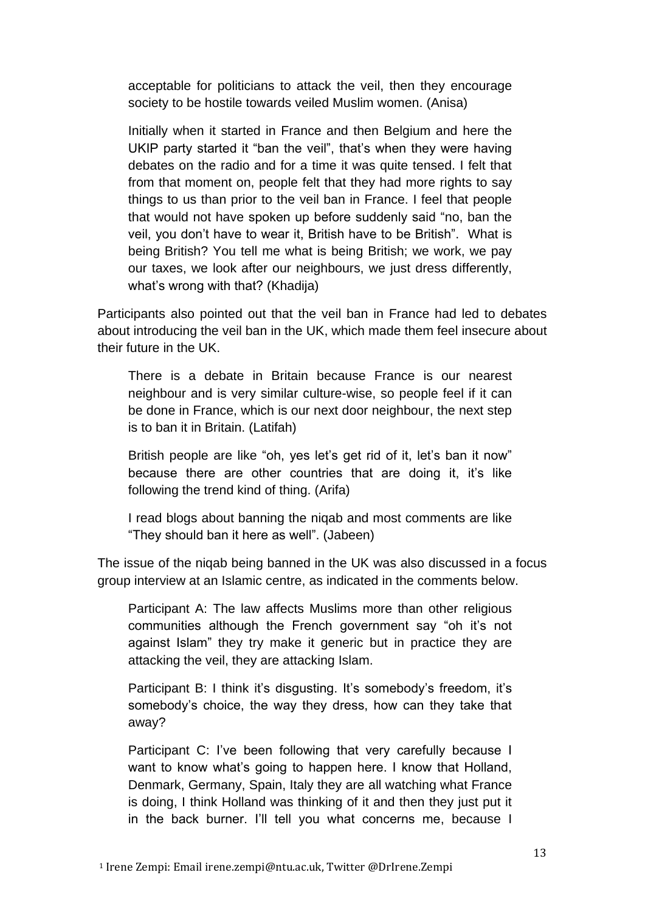acceptable for politicians to attack the veil, then they encourage society to be hostile towards veiled Muslim women. (Anisa)

> Initially when it started in France and then Belgium and here the UKIP party started it "ban the veil", that's when they were having debates on the radio and for a time it was quite tensed. I felt that from that moment on, people felt that they had more rights to say things to us than prior to the veil ban in France. I feel that people that would not have spoken up before suddenly said "no, ban the veil, you don't have to wear it, British have to be British". What is being British? You tell me what is being British; we work, we pay our taxes, we look after our neighbours, we just dress differently, what's wrong with that? (Khadija)

Participants also pointed out that the veil ban in France had led to debates about introducing the veil ban in the UK, which made them feel insecure about their future in the UK.

> There is a debate in Britain because France is our nearest neighbour and is very similar culture-wise, so people feel if it can be done in France, which is our next door neighbour, the next step is to ban it in Britain. (Latifah)

> British people are like "oh, yes let's get rid of it, let's ban it now" because there are other countries that are doing it, it's like following the trend kind of thing. (Arifa)

> I read blogs about banning the niqab and most comments are like "They should ban it here as well". (Jabeen)

The issue of the niqab being banned in the UK was also discussed in a focus group interview at an Islamic centre, as indicated in the comments below.

> Participant A: The law affects Muslims more than other religious communities although the French government say "oh it's not against Islam" they try make it generic but in practice they are attacking the veil, they are attacking Islam.

> Participant B: I think it's disgusting. It's somebody's freedom, it's somebody's choice, the way they dress, how can they take that away?

> Participant C: I've been following that very carefully because I want to know what's going to happen here. I know that Holland, Denmark, Germany, Spain, Italy they are all watching what France is doing, I think Holland was thinking of it and then they just put it in the back burner. I'll tell you what concerns me, because I

[1] Irene Zempi: Email irene.zempi@ntu.ac.uk, Twitter @DrIrene.Zempi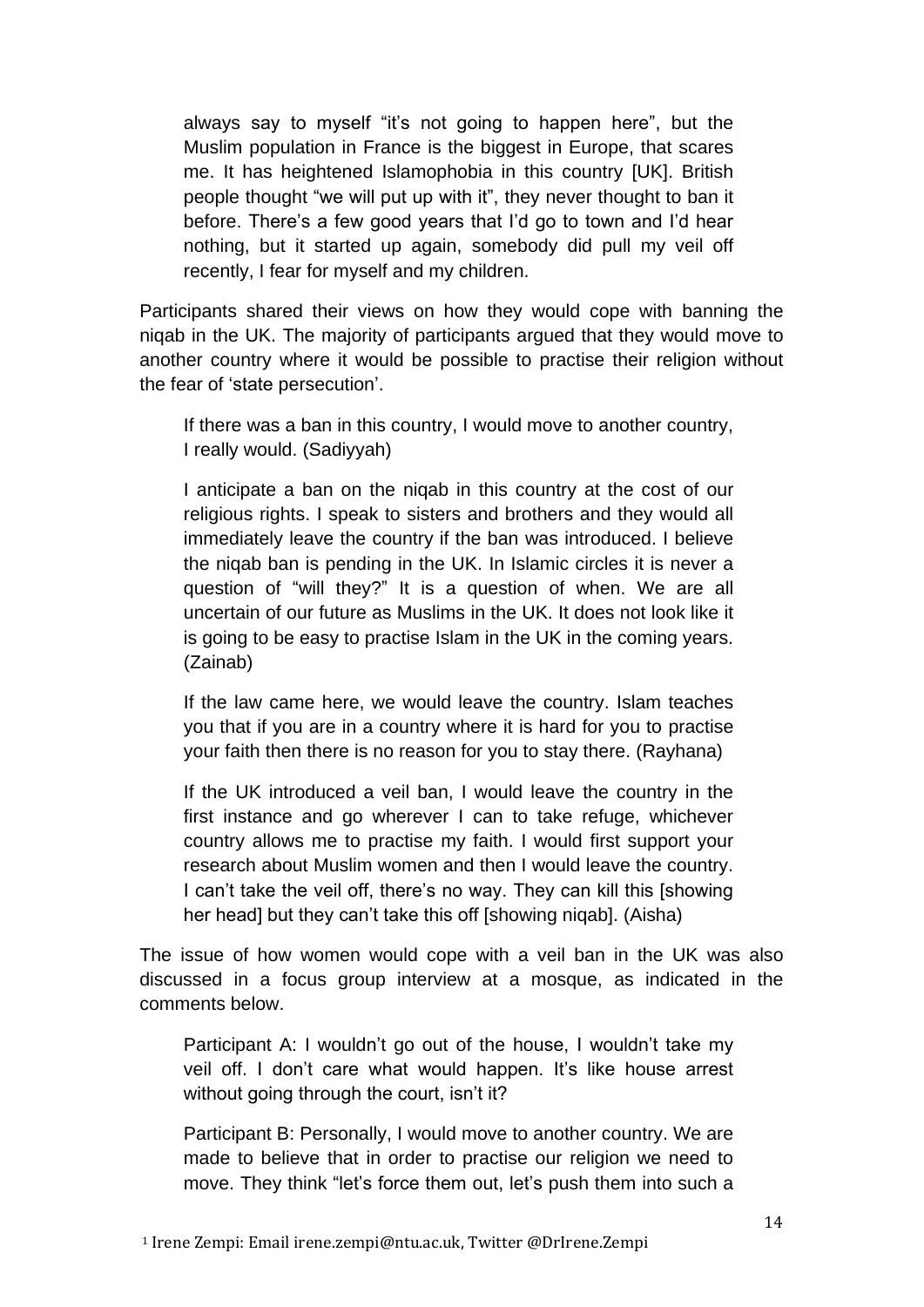always say to myself "it's not going to happen here", but the Muslim population in France is the biggest in Europe, that scares me. It has heightened Islamophobia in this country [UK]. British people thought "we will put up with it", they never thought to ban it before. There's a few good years that I'd go to town and I'd hear nothing, but it started up again, somebody did pull my veil off recently, I fear for myself and my children.

Participants shared their views on how they would cope with banning the niqab in the UK. The majority of participants argued that they would move to another country where it would be possible to practise their religion without the fear of 'state persecution'.

> If there was a ban in this country, I would move to another country, I really would. (Sadiyyah)

> I anticipate a ban on the niqab in this country at the cost of our religious rights. I speak to sisters and brothers and they would all immediately leave the country if the ban was introduced. I believe the niqab ban is pending in the UK. In Islamic circles it is never a question of "will they?" It is a question of when. We are all uncertain of our future as Muslims in the UK. It does not look like it is going to be easy to practise Islam in the UK in the coming years. (Zainab)

> If the law came here, we would leave the country. Islam teaches you that if you are in a country where it is hard for you to practise your faith then there is no reason for you to stay there. (Rayhana)

> If the UK introduced a veil ban, I would leave the country in the first instance and go wherever I can to take refuge, whichever country allows me to practise my faith. I would first support your research about Muslim women and then I would leave the country. I can't take the veil off, there's no way. They can kill this [showing her head] but they can't take this off [showing niqab]. (Aisha)

The issue of how women would cope with a veil ban in the UK was also discussed in a focus group interview at a mosque, as indicated in the comments below.

> Participant A: I wouldn't go out of the house, I wouldn't take my veil off. I don't care what would happen. It's like house arrest without going through the court, isn't it?

> Participant B: Personally, I would move to another country. We are made to believe that in order to practise our religion we need to move. They think "let's force them out, let's push them into such a

[1] Irene Zempi: Email irene.zempi@ntu.ac.uk, Twitter @DrIrene.Zempi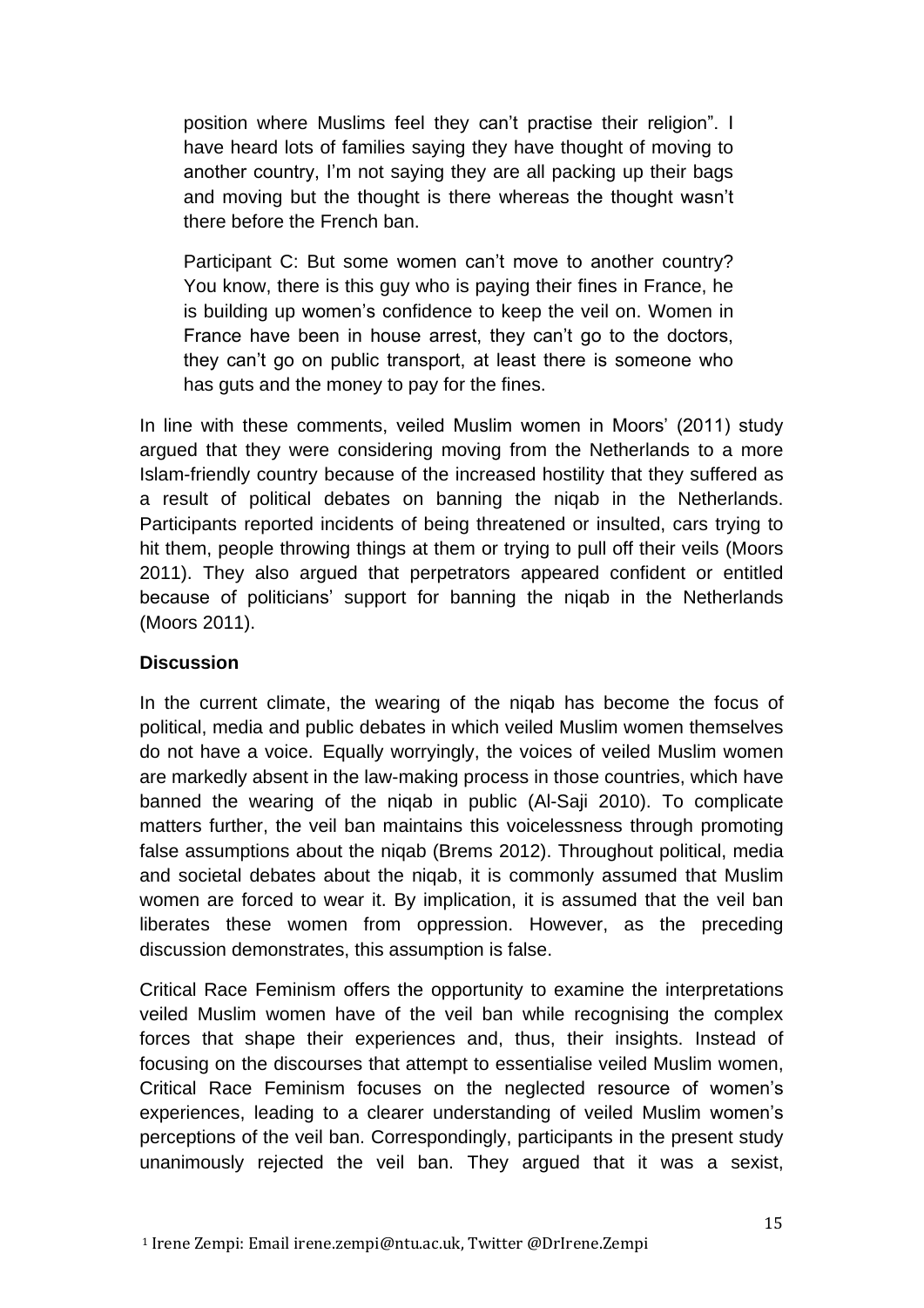> position where Muslims feel they can't practise their religion". I have heard lots of families saying they have thought of moving to another country, I'm not saying they are all packing up their bags and moving but the thought is there whereas the thought wasn't there before the French ban.
>
> Participant C: But some women can't move to another country? You know, there is this guy who is paying their fines in France, he is building up women's confidence to keep the veil on. Women in France have been in house arrest, they can't go to the doctors, they can't go on public transport, at least there is someone who has guts and the money to pay for the fines.

In line with these comments, veiled Muslim women in Moors' (2011) study argued that they were considering moving from the Netherlands to a more Islam-friendly country because of the increased hostility that they suffered as a result of political debates on banning the niqab in the Netherlands. Participants reported incidents of being threatened or insulted, cars trying to hit them, people throwing things at them or trying to pull off their veils (Moors 2011). They also argued that perpetrators appeared confident or entitled because of politicians' support for banning the niqab in the Netherlands (Moors 2011).

## Discussion

In the current climate, the wearing of the niqab has become the focus of political, media and public debates in which veiled Muslim women themselves do not have a voice. Equally worryingly, the voices of veiled Muslim women are markedly absent in the law-making process in those countries, which have banned the wearing of the niqab in public (Al-Saji 2010). To complicate matters further, the veil ban maintains this voicelessness through promoting false assumptions about the niqab (Brems 2012). Throughout political, media and societal debates about the niqab, it is commonly assumed that Muslim women are forced to wear it. By implication, it is assumed that the veil ban liberates these women from oppression. However, as the preceding discussion demonstrates, this assumption is false.

Critical Race Feminism offers the opportunity to examine the interpretations veiled Muslim women have of the veil ban while recognising the complex forces that shape their experiences and, thus, their insights. Instead of focusing on the discourses that attempt to essentialise veiled Muslim women, Critical Race Feminism focuses on the neglected resource of women's experiences, leading to a clearer understanding of veiled Muslim women's perceptions of the veil ban. Correspondingly, participants in the present study unanimously rejected the veil ban. They argued that it was a sexist,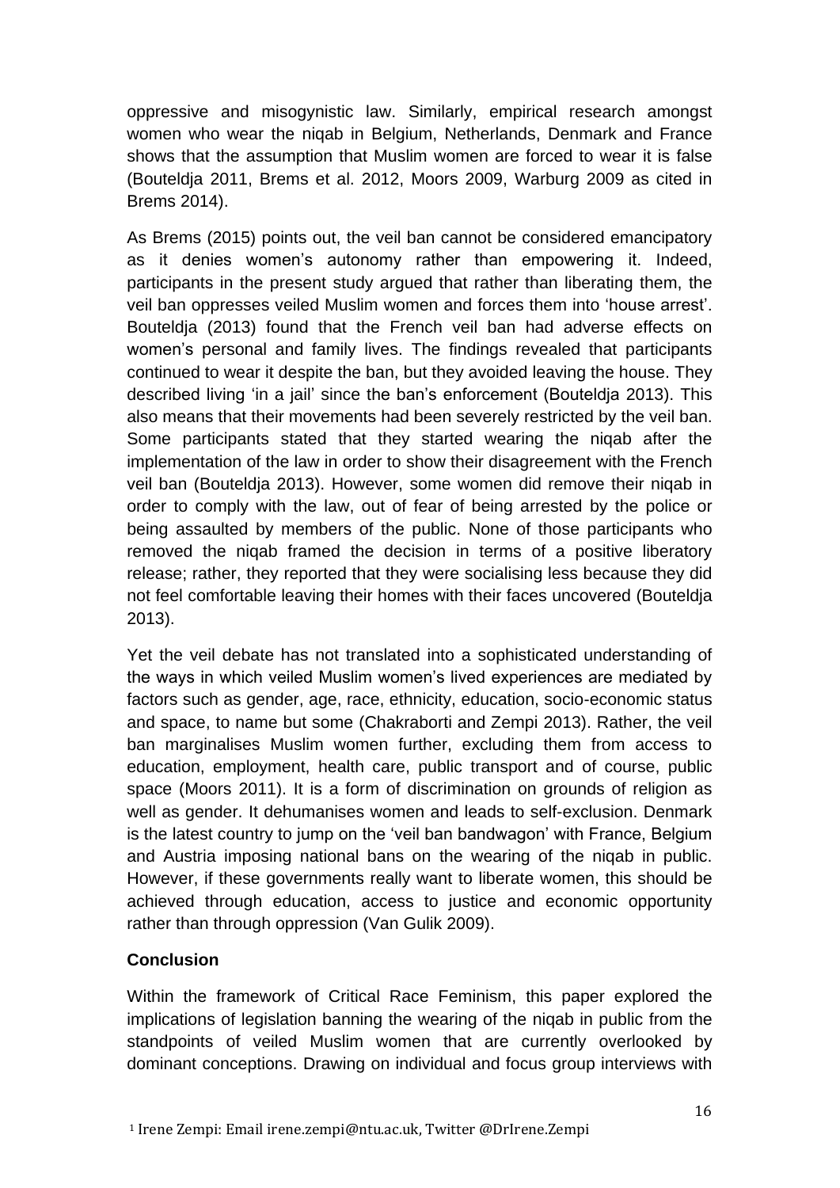oppressive and misogynistic law. Similarly, empirical research amongst women who wear the niqab in Belgium, Netherlands, Denmark and France shows that the assumption that Muslim women are forced to wear it is false (Bouteldja 2011, Brems et al. 2012, Moors 2009, Warburg 2009 as cited in Brems 2014).

As Brems (2015) points out, the veil ban cannot be considered emancipatory as it denies women's autonomy rather than empowering it. Indeed, participants in the present study argued that rather than liberating them, the veil ban oppresses veiled Muslim women and forces them into 'house arrest'. Bouteldja (2013) found that the French veil ban had adverse effects on women's personal and family lives. The findings revealed that participants continued to wear it despite the ban, but they avoided leaving the house. They described living 'in a jail' since the ban's enforcement (Bouteldja 2013). This also means that their movements had been severely restricted by the veil ban. Some participants stated that they started wearing the niqab after the implementation of the law in order to show their disagreement with the French veil ban (Bouteldja 2013). However, some women did remove their niqab in order to comply with the law, out of fear of being arrested by the police or being assaulted by members of the public. None of those participants who removed the niqab framed the decision in terms of a positive liberatory release; rather, they reported that they were socialising less because they did not feel comfortable leaving their homes with their faces uncovered (Bouteldja 2013).

Yet the veil debate has not translated into a sophisticated understanding of the ways in which veiled Muslim women's lived experiences are mediated by factors such as gender, age, race, ethnicity, education, socio-economic status and space, to name but some (Chakraborti and Zempi 2013). Rather, the veil ban marginalises Muslim women further, excluding them from access to education, employment, health care, public transport and of course, public space (Moors 2011). It is a form of discrimination on grounds of religion as well as gender. It dehumanises women and leads to self-exclusion. Denmark is the latest country to jump on the 'veil ban bandwagon' with France, Belgium and Austria imposing national bans on the wearing of the niqab in public. However, if these governments really want to liberate women, this should be achieved through education, access to justice and economic opportunity rather than through oppression (Van Gulik 2009).

## Conclusion

Within the framework of Critical Race Feminism, this paper explored the implications of legislation banning the wearing of the niqab in public from the standpoints of veiled Muslim women that are currently overlooked by dominant conceptions. Drawing on individual and focus group interviews with

[1] Irene Zempi: Email irene.zempi@ntu.ac.uk, Twitter @DrIrene.Zempi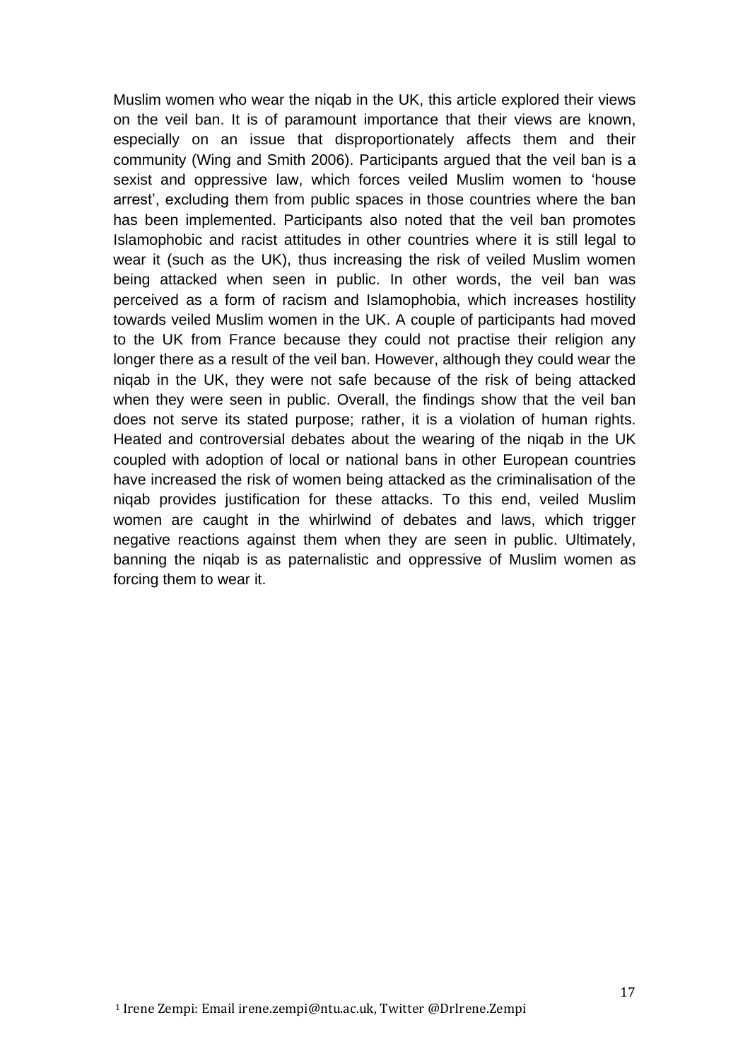Muslim women who wear the niqab in the UK, this article explored their views on the veil ban. It is of paramount importance that their views are known, especially on an issue that disproportionately affects them and their community (Wing and Smith 2006). Participants argued that the veil ban is a sexist and oppressive law, which forces veiled Muslim women to 'house arrest', excluding them from public spaces in those countries where the ban has been implemented. Participants also noted that the veil ban promotes Islamophobic and racist attitudes in other countries where it is still legal to wear it (such as the UK), thus increasing the risk of veiled Muslim women being attacked when seen in public. In other words, the veil ban was perceived as a form of racism and Islamophobia, which increases hostility towards veiled Muslim women in the UK. A couple of participants had moved to the UK from France because they could not practise their religion any longer there as a result of the veil ban. However, although they could wear the niqab in the UK, they were not safe because of the risk of being attacked when they were seen in public. Overall, the findings show that the veil ban does not serve its stated purpose; rather, it is a violation of human rights. Heated and controversial debates about the wearing of the niqab in the UK coupled with adoption of local or national bans in other European countries have increased the risk of women being attacked as the criminalisation of the niqab provides justification for these attacks. To this end, veiled Muslim women are caught in the whirlwind of debates and laws, which trigger negative reactions against them when they are seen in public. Ultimately, banning the niqab is as paternalistic and oppressive of Muslim women as forcing them to wear it.

[1] Irene Zempi: Email irene.zempi@ntu.ac.uk, Twitter @DrIrene.Zempi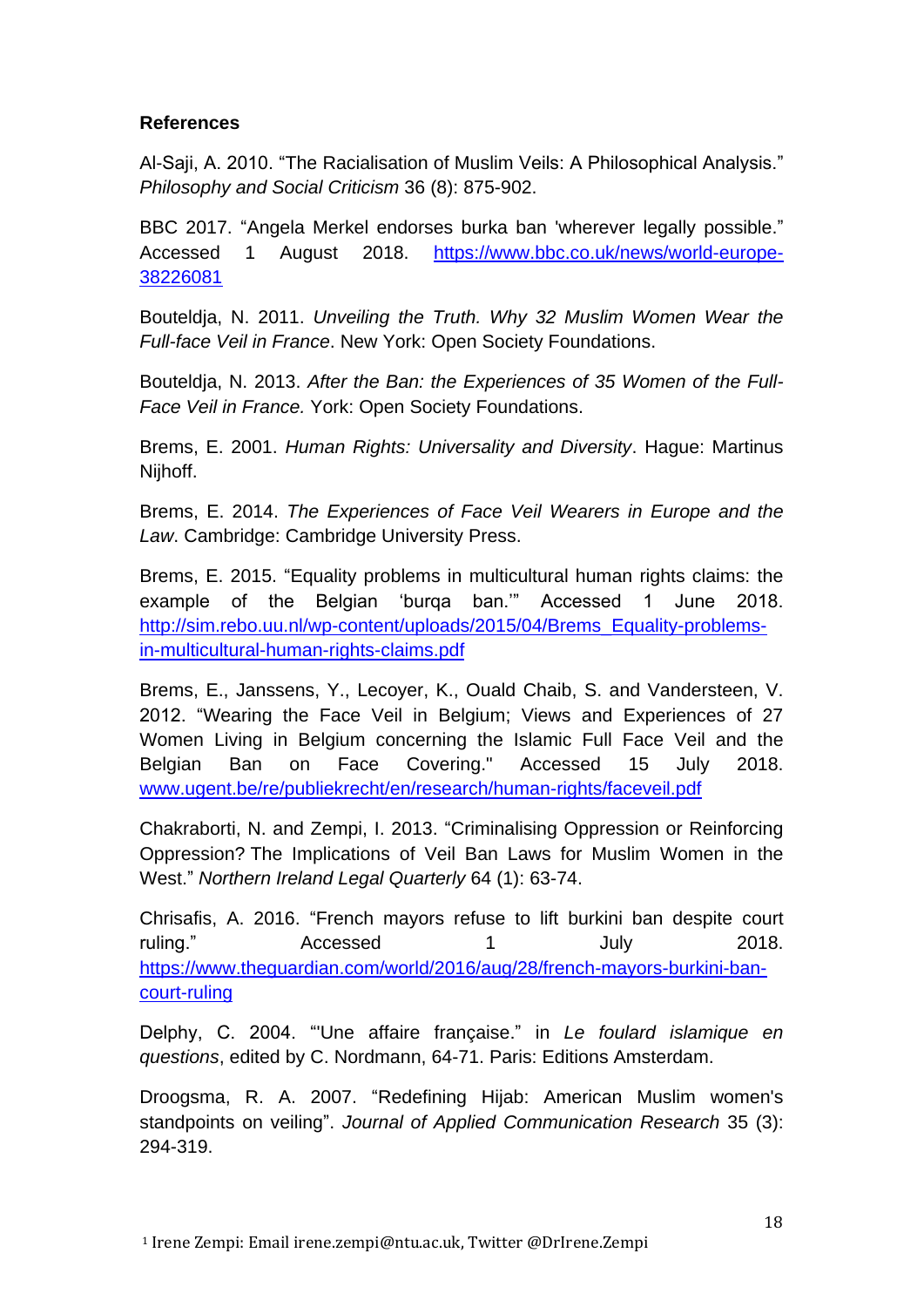**References**

Al-Saji, A. 2010. “The Racialisation of Muslim Veils: A Philosophical Analysis.” *Philosophy and Social Criticism* 36 (8): 875-902.

BBC 2017. “Angela Merkel endorses burka ban 'wherever legally possible.” Accessed 1 August 2018. https://www.bbc.co.uk/news/world-europe-38226081

Bouteldja, N. 2011. *Unveiling the Truth. Why 32 Muslim Women Wear the Full-face Veil in France*. New York: Open Society Foundations.

Bouteldja, N. 2013. *After the Ban: the Experiences of 35 Women of the Full-Face Veil in France.* York: Open Society Foundations.

Brems, E. 2001. *Human Rights: Universality and Diversity*. Hague: Martinus Nijhoff.

Brems, E. 2014. *The Experiences of Face Veil Wearers in Europe and the Law*. Cambridge: Cambridge University Press.

Brems, E. 2015. “Equality problems in multicultural human rights claims: the example of the Belgian ‘burqa ban.’” Accessed 1 June 2018. http://sim.rebo.uu.nl/wp-content/uploads/2015/04/Brems_Equality-problems-in-multicultural-human-rights-claims.pdf

Brems, E., Janssens, Y., Lecoyer, K., Ouald Chaib, S. and Vandersteen, V. 2012. “Wearing the Face Veil in Belgium; Views and Experiences of 27 Women Living in Belgium concerning the Islamic Full Face Veil and the Belgian Ban on Face Covering." Accessed 15 July 2018. www.ugent.be/re/publiekrecht/en/research/human-rights/faceveil.pdf

Chakraborti, N. and Zempi, I. 2013. “Criminalising Oppression or Reinforcing Oppression? The Implications of Veil Ban Laws for Muslim Women in the West.” *Northern Ireland Legal Quarterly* 64 (1): 63-74.

Chrisafis, A. 2016. “French mayors refuse to lift burkini ban despite court ruling.” Accessed 1 July 2018. https://www.theguardian.com/world/2016/aug/28/french-mayors-burkini-ban-court-ruling

Delphy, C. 2004. “'Une affaire française.” in *Le foulard islamique en questions*, edited by C. Nordmann, 64-71. Paris: Editions Amsterdam.

Droogsma, R. A. 2007. “Redefining Hijab: American Muslim women's standpoints on veiling”. *Journal of Applied Communication Research* 35 (3): 294-319.

[1] Irene Zempi: Email irene.zempi@ntu.ac.uk, Twitter @DrIrene.Zempi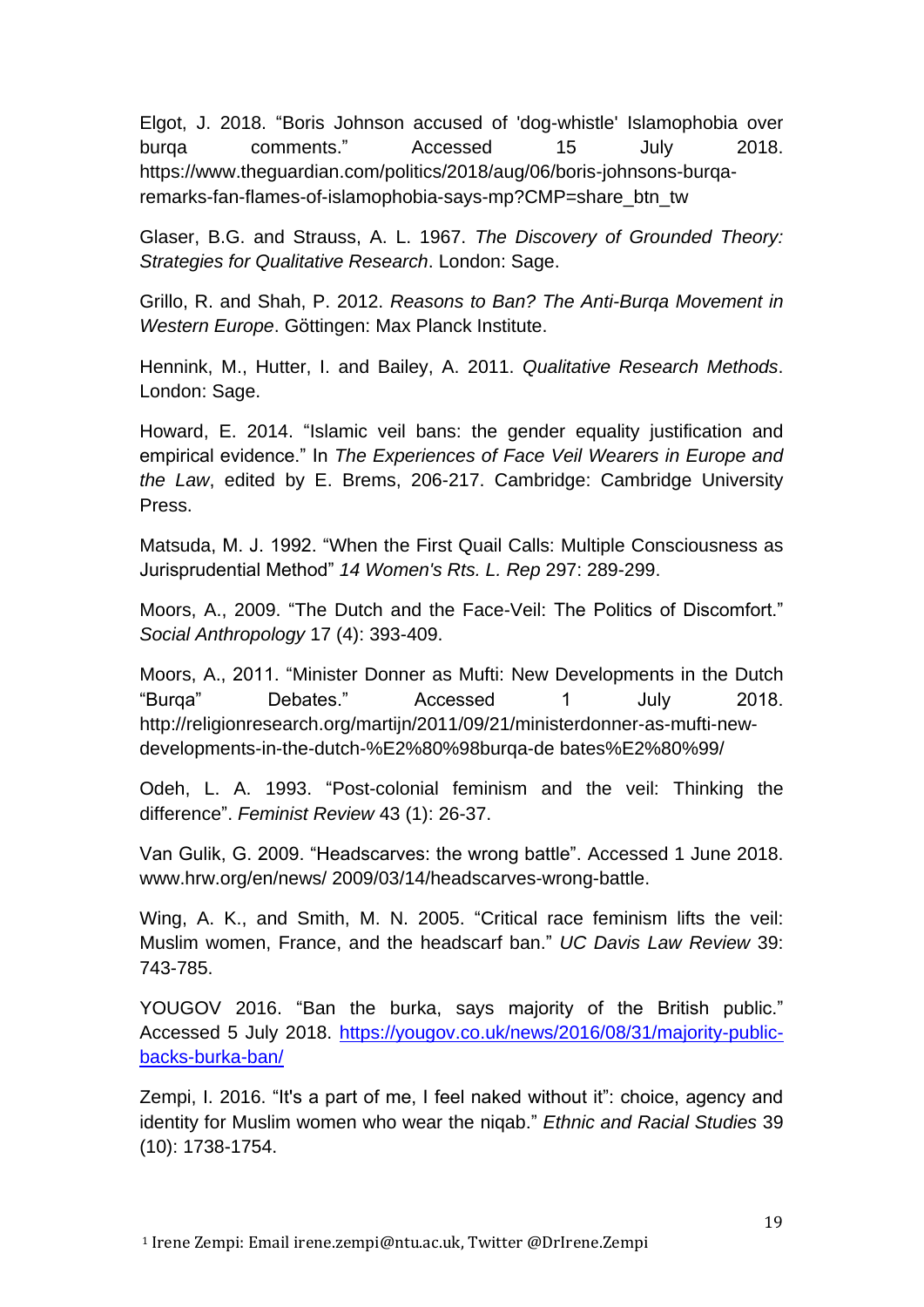Elgot, J. 2018. "Boris Johnson accused of 'dog-whistle' Islamophobia over burqa comments." Accessed 15 July 2018. https://www.theguardian.com/politics/2018/aug/06/boris-johnsons-burqa-remarks-fan-flames-of-islamophobia-says-mp?CMP=share_btn_tw

Glaser, B.G. and Strauss, A. L. 1967. *The Discovery of Grounded Theory: Strategies for Qualitative Research*. London: Sage.

Grillo, R. and Shah, P. 2012. *Reasons to Ban? The Anti-Burqa Movement in Western Europe*. Göttingen: Max Planck Institute.

Hennink, M., Hutter, I. and Bailey, A. 2011. *Qualitative Research Methods*. London: Sage.

Howard, E. 2014. "Islamic veil bans: the gender equality justification and empirical evidence." In *The Experiences of Face Veil Wearers in Europe and the Law*, edited by E. Brems, 206-217. Cambridge: Cambridge University Press.

Matsuda, M. J. 1992. "When the First Quail Calls: Multiple Consciousness as Jurisprudential Method" *14 Women's Rts. L. Rep* 297: 289-299.

Moors, A., 2009. "The Dutch and the Face-Veil: The Politics of Discomfort." *Social Anthropology* 17 (4): 393-409.

Moors, A., 2011. "Minister Donner as Mufti: New Developments in the Dutch "Burqa" Debates." Accessed 1 July 2018. http://religionresearch.org/martijn/2011/09/21/ministerdonner-as-mufti-new-developments-in-the-dutch-%E2%80%98burqa-de bates%E2%80%99/

Odeh, L. A. 1993. "Post-colonial feminism and the veil: Thinking the difference". *Feminist Review* 43 (1): 26-37.

Van Gulik, G. 2009. "Headscarves: the wrong battle". Accessed 1 June 2018. www.hrw.org/en/news/ 2009/03/14/headscarves-wrong-battle.

Wing, A. K., and Smith, M. N. 2005. "Critical race feminism lifts the veil: Muslim women, France, and the headscarf ban." *UC Davis Law Review* 39: 743-785.

YOUGOV 2016. "Ban the burka, says majority of the British public." Accessed 5 July 2018. https://yougov.co.uk/news/2016/08/31/majority-public-backs-burka-ban/

Zempi, I. 2016. "It's a part of me, I feel naked without it": choice, agency and identity for Muslim women who wear the niqab." *Ethnic and Racial Studies* 39 (10): 1738-1754.

[1] Irene Zempi: Email irene.zempi@ntu.ac.uk, Twitter @DrIrene.Zempi